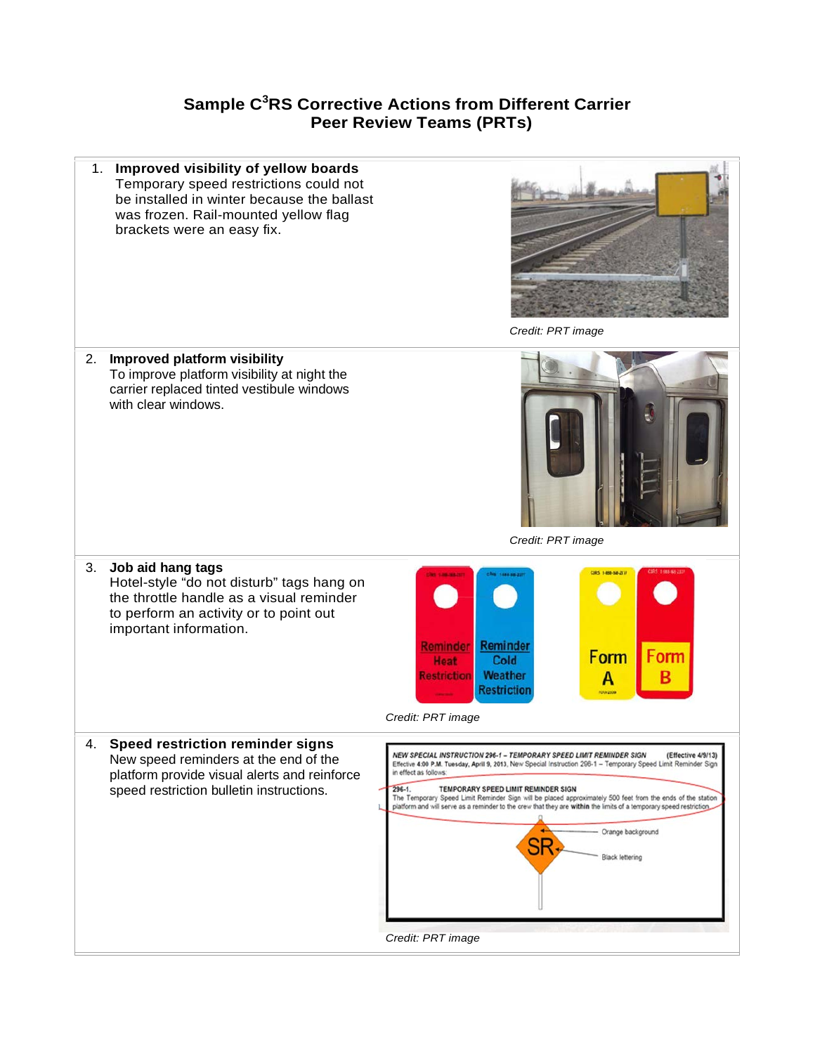# Sample C[3]RS Corrective Actions from Different Carrier Peer Review Teams (PRTs)

1. **Improved visibility of yellow boards**
   Temporary speed restrictions could not be installed in winter because the ballast was frozen. Rail-mounted yellow flag brackets were an easy fix.

   *Credit: PRT image*

2. **Improved platform visibility**
   To improve platform visibility at night the carrier replaced tinted vestibule windows with clear windows.

   *Credit: PRT image*

3. **Job aid hang tags**
   Hotel-style "do not disturb" tags hang on the throttle handle as a visual reminder to perform an activity or to point out important information.

   *Credit: PRT image*

4. **Speed restriction reminder signs**
   New speed reminders at the end of the platform provide visual alerts and reinforce speed restriction bulletin instructions.

   *Credit: PRT image*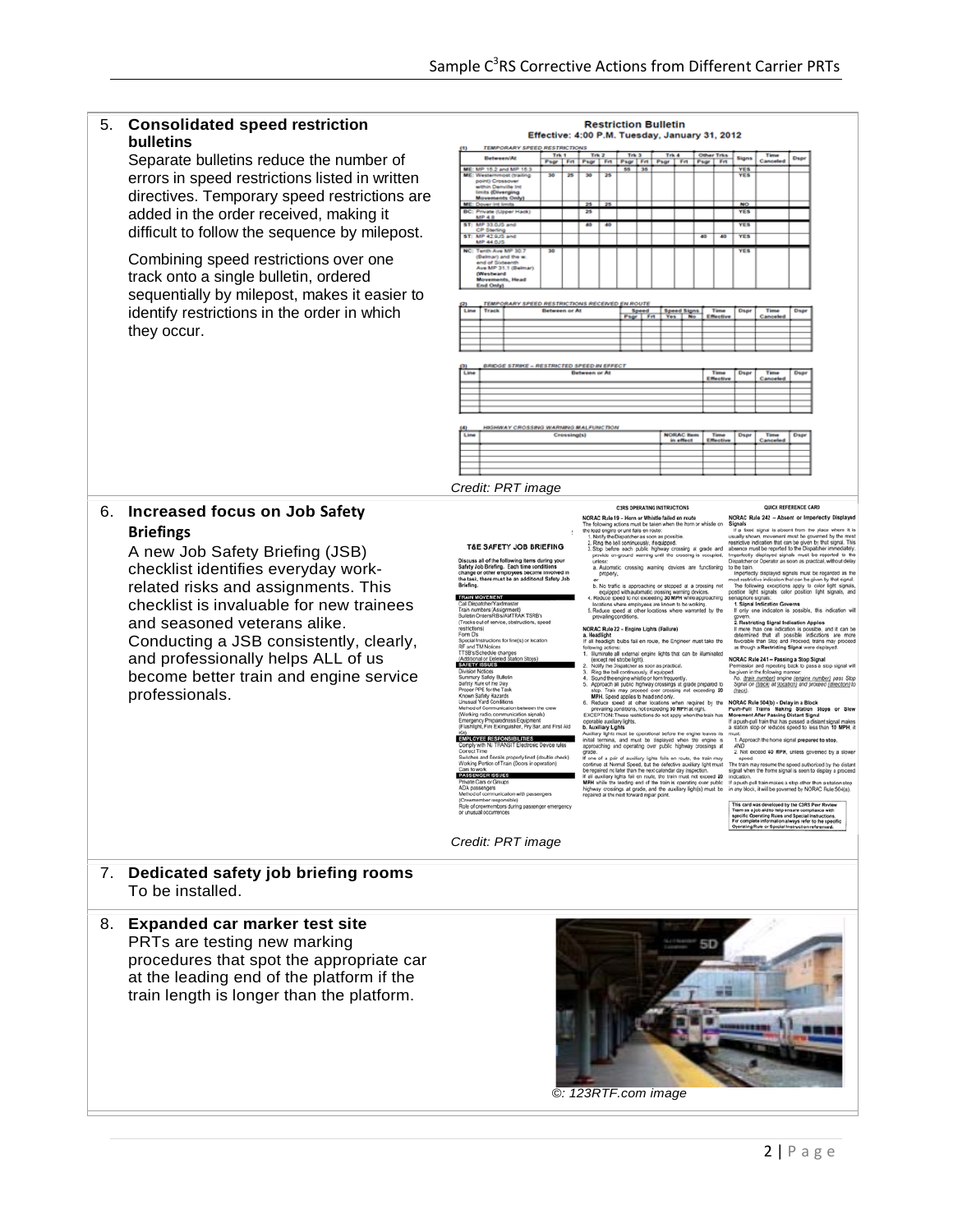5. **Consolidated speed restriction bulletins**

   Separate bulletins reduce the number of errors in speed restrictions listed in written directives. Temporary speed restrictions are added in the order received, making it difficult to follow the sequence by milepost.

   Combining speed restrictions over one track onto a single bulletin, ordered sequentially by milepost, makes it easier to identify restrictions in the order in which they occur.

*Credit: PRT image*

6. **Increased focus on Job Safety Briefings**

   A new Job Safety Briefing (JSB) checklist identifies everyday work-related risks and assignments. This checklist is invaluable for new trainees and seasoned veterans alike. Conducting a JSB consistently, clearly, and professionally helps ALL of us become better train and engine service professionals.

*Credit: PRT image*

7. **Dedicated safety job briefing rooms**

   To be installed.

8. **Expanded car marker test site**

   PRTs are testing new marking procedures that spot the appropriate car at the leading end of the platform if the train length is longer than the platform.

*©: 123RTF.com image*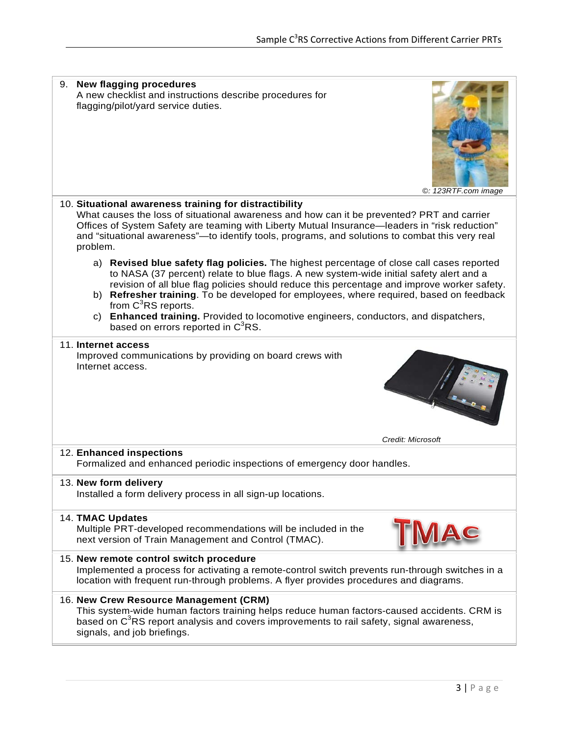9. **New flagging procedures**
   A new checklist and instructions describe procedures for flagging/pilot/yard service duties.

   *©: 123RTF.com image*

10. **Situational awareness training for distractibility**
    What causes the loss of situational awareness and how can it be prevented? PRT and carrier Offices of System Safety are teaming with Liberty Mutual Insurance—leaders in "risk reduction" and "situational awareness"—to identify tools, programs, and solutions to combat this very real problem.

    a) **Revised blue safety flag policies.** The highest percentage of close call cases reported to NASA (37 percent) relate to blue flags. A new system-wide initial safety alert and a revision of all blue flag policies should reduce this percentage and improve worker safety.
    b) **Refresher training**. To be developed for employees, where required, based on feedback from C$^3$RS reports.
    c) **Enhanced training.** Provided to locomotive engineers, conductors, and dispatchers, based on errors reported in C$^3$RS.

11. **Internet access**
    Improved communications by providing on board crews with Internet access.

    *Credit: Microsoft*

12. **Enhanced inspections**
    Formalized and enhanced periodic inspections of emergency door handles.

13. **New form delivery**
    Installed a form delivery process in all sign-up locations.

14. **TMAC Updates**
    Multiple PRT-developed recommendations will be included in the next version of Train Management and Control (TMAC).

15. **New remote control switch procedure**
    Implemented a process for activating a remote-control switch prevents run-through switches in a location with frequent run-through problems. A flyer provides procedures and diagrams.

16. **New Crew Resource Management (CRM)**
    This system-wide human factors training helps reduce human factors-caused accidents. CRM is based on C$^3$RS report analysis and covers improvements to rail safety, signal awareness, signals, and job briefings.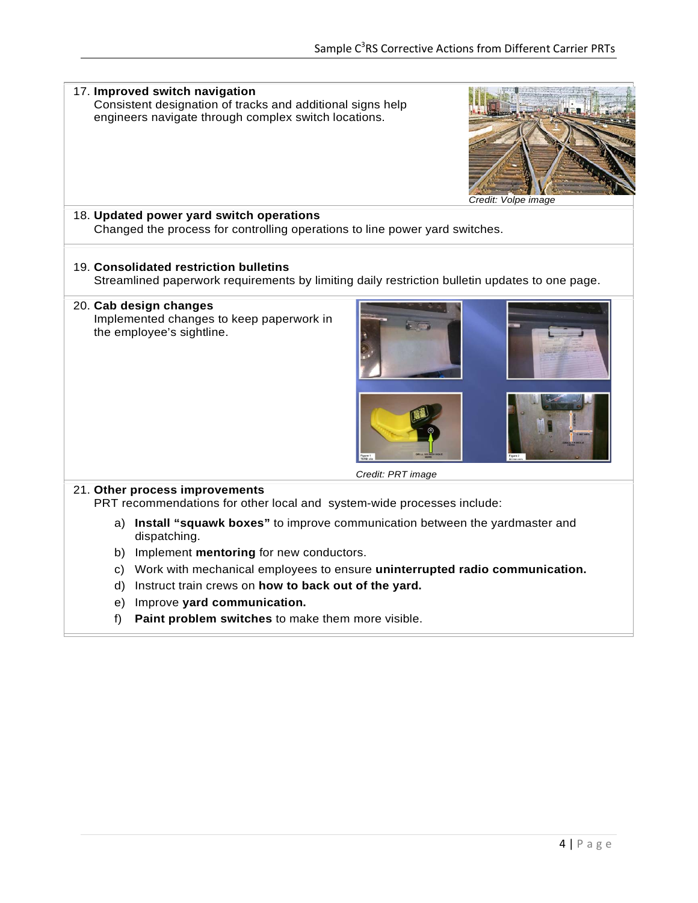17. **Improved switch navigation**
    Consistent designation of tracks and additional signs help engineers navigate through complex switch locations.

*Credit: Volpe image*

18. **Updated power yard switch operations**
    Changed the process for controlling operations to line power yard switches.

19. **Consolidated restriction bulletins**
    Streamlined paperwork requirements by limiting daily restriction bulletin updates to one page.

20. **Cab design changes**
    Implemented changes to keep paperwork in the employee's sightline.

*Credit: PRT image*

21. **Other process improvements**
    PRT recommendations for other local and system-wide processes include:

    a) **Install "squawk boxes"** to improve communication between the yardmaster and dispatching.
    b) Implement **mentoring** for new conductors.
    c) Work with mechanical employees to ensure **uninterrupted radio communication.**
    d) Instruct train crews on **how to back out of the yard.**
    e) Improve **yard communication.**
    f) **Paint problem switches** to make them more visible.